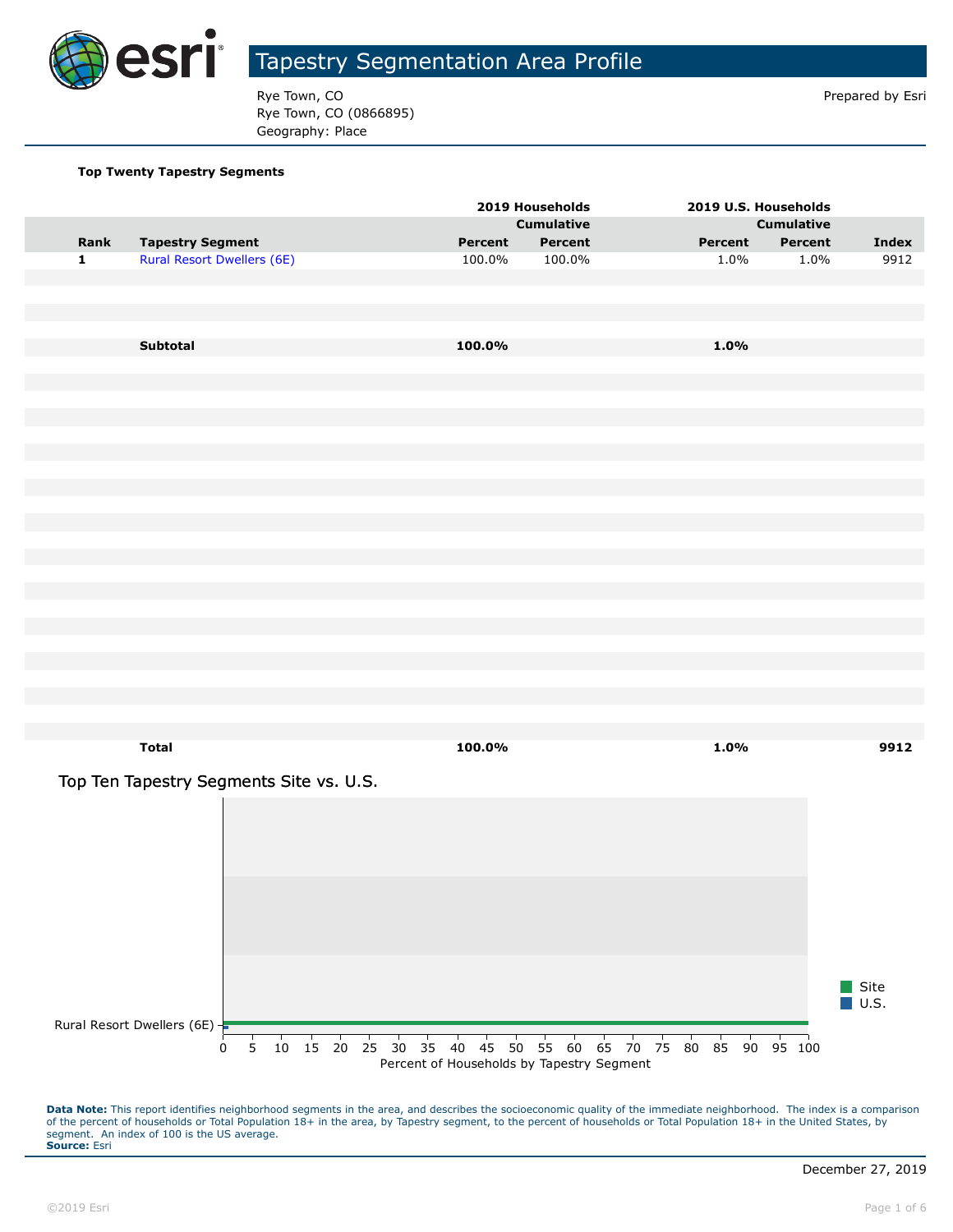# Tapestry Segmentation Area Profile

Rye Town, CO
Rye Town, CO (0866895)
Geography: Place

Prepared by Esri

### Top Twenty Tapestry Segments

| | | 2019 Households | | 2019 U.S. Households | | |
|---|---|---|---|---|---|---|
| | | | Cumulative | | Cumulative | |
| Rank | Tapestry Segment | Percent | Percent | Percent | Percent | Index |
| 1 | Rural Resort Dwellers (6E) | 100.0% | 100.0% | 1.0% | 1.0% | 9912 |
| | **Subtotal** | **100.0%** | | **1.0%** | | |
| | **Total** | **100.0%** | | **1.0%** | | **9912** |

### Top Ten Tapestry Segments Site vs. U.S.

Rural Resort Dwellers (6E)

Legend: Site, U.S.

Percent of Households by Tapestry Segment (0–100)

**Data Note:** This report identifies neighborhood segments in the area, and describes the socioeconomic quality of the immediate neighborhood. The index is a comparison of the percent of households or Total Population 18+ in the area, by Tapestry segment, to the percent of households or Total Population 18+ in the United States, by segment. An index of 100 is the US average.
**Source:** Esri

December 27, 2019

©2019 Esri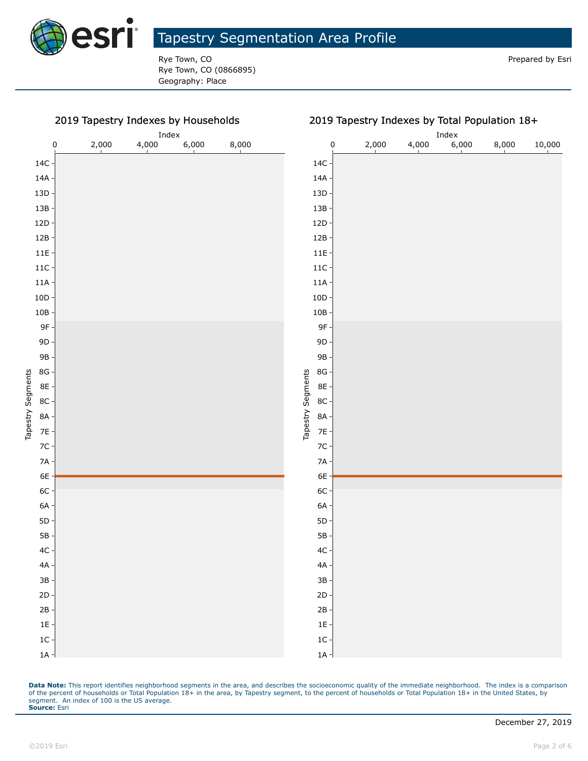# Tapestry Segmentation Area Profile

Rye Town, CO
Rye Town, CO (0866895)
Geography: Place

Prepared by Esri

## 2019 Tapestry Indexes by Households

Index: 0, 2,000, 4,000, 6,000, 8,000

Tapestry Segments: 14C, 14A, 13D, 13B, 12D, 12B, 11E, 11C, 11A, 10D, 10B, 9F, 9D, 9B, 8G, 8E, 8C, 8A, 7E, 7C, 7A, 6E, 6C, 6A, 5D, 5B, 4C, 4A, 3B, 2D, 2B, 1E, 1C, 1A

## 2019 Tapestry Indexes by Total Population 18+

Index: 0, 2,000, 4,000, 6,000, 8,000, 10,000

Tapestry Segments: 14C, 14A, 13D, 13B, 12D, 12B, 11E, 11C, 11A, 10D, 10B, 9F, 9D, 9B, 8G, 8E, 8C, 8A, 7E, 7C, 7A, 6E, 6C, 6A, 5D, 5B, 4C, 4A, 3B, 2D, 2B, 1E, 1C, 1A

**Data Note:** This report identifies neighborhood segments in the area, and describes the socioeconomic quality of the immediate neighborhood. The index is a comparison of the percent of households or Total Population 18+ in the area, by Tapestry segment, to the percent of households or Total Population 18+ in the United States, by segment. An index of 100 is the US average.
**Source:** Esri

December 27, 2019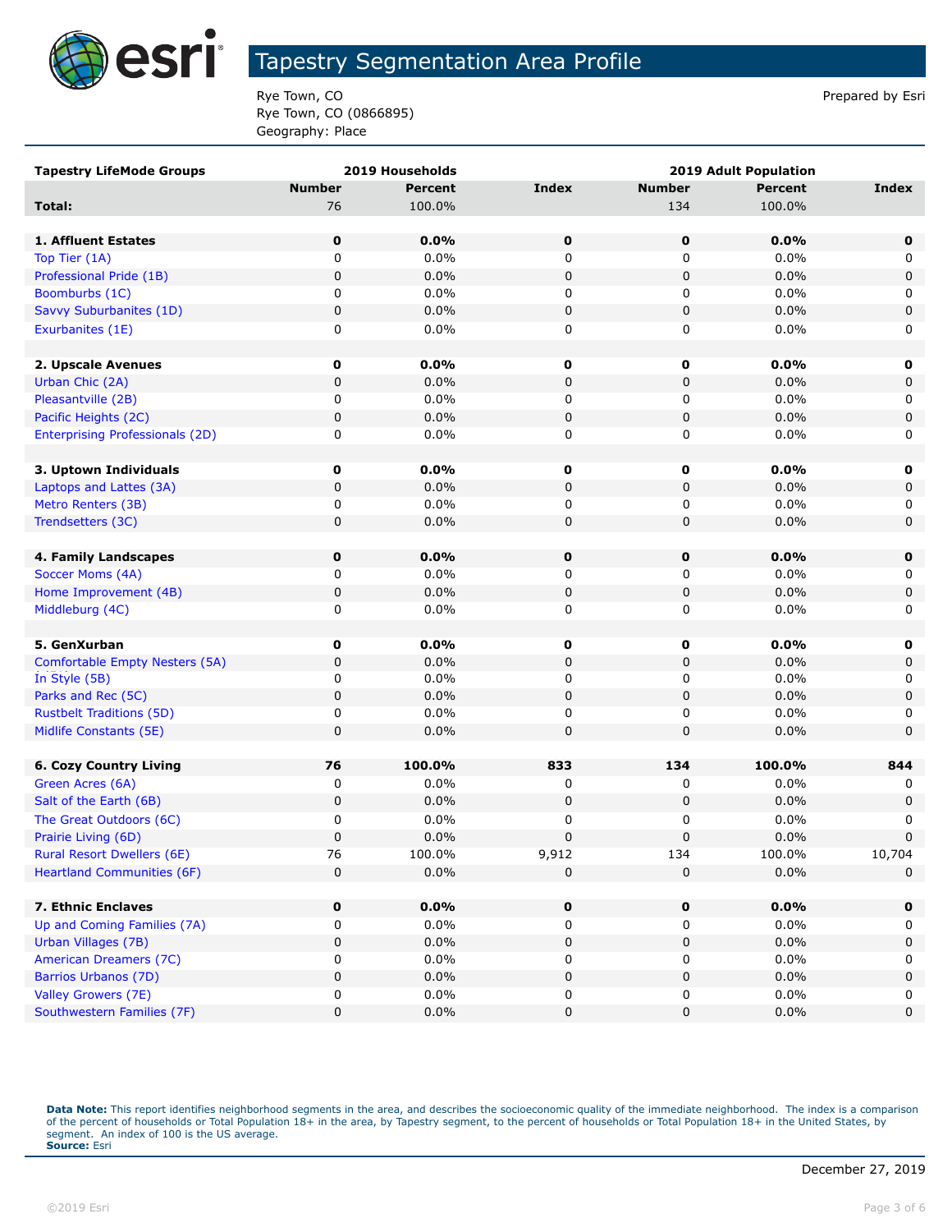# Tapestry Segmentation Area Profile

Rye Town, CO
Rye Town, CO (0866895)
Geography: Place

Prepared by Esri

| Tapestry LifeMode Groups | 2019 Households | | | 2019 Adult Population | | |
|---|---|---|---|---|---|---|
| | Number | Percent | Index | Number | Percent | Index |
| **Total:** | 76 | 100.0% | | 134 | 100.0% | |
| | | | | | | |
| **1. Affluent Estates** | **0** | **0.0%** | **0** | **0** | **0.0%** | **0** |
| Top Tier (1A) | 0 | 0.0% | 0 | 0 | 0.0% | 0 |
| Professional Pride (1B) | 0 | 0.0% | 0 | 0 | 0.0% | 0 |
| Boomburbs (1C) | 0 | 0.0% | 0 | 0 | 0.0% | 0 |
| Savvy Suburbanites (1D) | 0 | 0.0% | 0 | 0 | 0.0% | 0 |
| Exurbanites (1E) | 0 | 0.0% | 0 | 0 | 0.0% | 0 |
| | | | | | | |
| **2. Upscale Avenues** | **0** | **0.0%** | **0** | **0** | **0.0%** | **0** |
| Urban Chic (2A) | 0 | 0.0% | 0 | 0 | 0.0% | 0 |
| Pleasantville (2B) | 0 | 0.0% | 0 | 0 | 0.0% | 0 |
| Pacific Heights (2C) | 0 | 0.0% | 0 | 0 | 0.0% | 0 |
| Enterprising Professionals (2D) | 0 | 0.0% | 0 | 0 | 0.0% | 0 |
| | | | | | | |
| **3. Uptown Individuals** | **0** | **0.0%** | **0** | **0** | **0.0%** | **0** |
| Laptops and Lattes (3A) | 0 | 0.0% | 0 | 0 | 0.0% | 0 |
| Metro Renters (3B) | 0 | 0.0% | 0 | 0 | 0.0% | 0 |
| Trendsetters (3C) | 0 | 0.0% | 0 | 0 | 0.0% | 0 |
| | | | | | | |
| **4. Family Landscapes** | **0** | **0.0%** | **0** | **0** | **0.0%** | **0** |
| Soccer Moms (4A) | 0 | 0.0% | 0 | 0 | 0.0% | 0 |
| Home Improvement (4B) | 0 | 0.0% | 0 | 0 | 0.0% | 0 |
| Middleburg (4C) | 0 | 0.0% | 0 | 0 | 0.0% | 0 |
| | | | | | | |
| **5. GenXurban** | **0** | **0.0%** | **0** | **0** | **0.0%** | **0** |
| Comfortable Empty Nesters (5A) | 0 | 0.0% | 0 | 0 | 0.0% | 0 |
| In Style (5B) | 0 | 0.0% | 0 | 0 | 0.0% | 0 |
| Parks and Rec (5C) | 0 | 0.0% | 0 | 0 | 0.0% | 0 |
| Rustbelt Traditions (5D) | 0 | 0.0% | 0 | 0 | 0.0% | 0 |
| Midlife Constants (5E) | 0 | 0.0% | 0 | 0 | 0.0% | 0 |
| | | | | | | |
| **6. Cozy Country Living** | **76** | **100.0%** | **833** | **134** | **100.0%** | **844** |
| Green Acres (6A) | 0 | 0.0% | 0 | 0 | 0.0% | 0 |
| Salt of the Earth (6B) | 0 | 0.0% | 0 | 0 | 0.0% | 0 |
| The Great Outdoors (6C) | 0 | 0.0% | 0 | 0 | 0.0% | 0 |
| Prairie Living (6D) | 0 | 0.0% | 0 | 0 | 0.0% | 0 |
| Rural Resort Dwellers (6E) | 76 | 100.0% | 9,912 | 134 | 100.0% | 10,704 |
| Heartland Communities (6F) | 0 | 0.0% | 0 | 0 | 0.0% | 0 |
| | | | | | | |
| **7. Ethnic Enclaves** | **0** | **0.0%** | **0** | **0** | **0.0%** | **0** |
| Up and Coming Families (7A) | 0 | 0.0% | 0 | 0 | 0.0% | 0 |
| Urban Villages (7B) | 0 | 0.0% | 0 | 0 | 0.0% | 0 |
| American Dreamers (7C) | 0 | 0.0% | 0 | 0 | 0.0% | 0 |
| Barrios Urbanos (7D) | 0 | 0.0% | 0 | 0 | 0.0% | 0 |
| Valley Growers (7E) | 0 | 0.0% | 0 | 0 | 0.0% | 0 |
| Southwestern Families (7F) | 0 | 0.0% | 0 | 0 | 0.0% | 0 |

**Data Note:** This report identifies neighborhood segments in the area, and describes the socioeconomic quality of the immediate neighborhood. The index is a comparison of the percent of households or Total Population 18+ in the area, by Tapestry segment, to the percent of households or Total Population 18+ in the United States, by segment. An index of 100 is the US average.
**Source:** Esri

December 27, 2019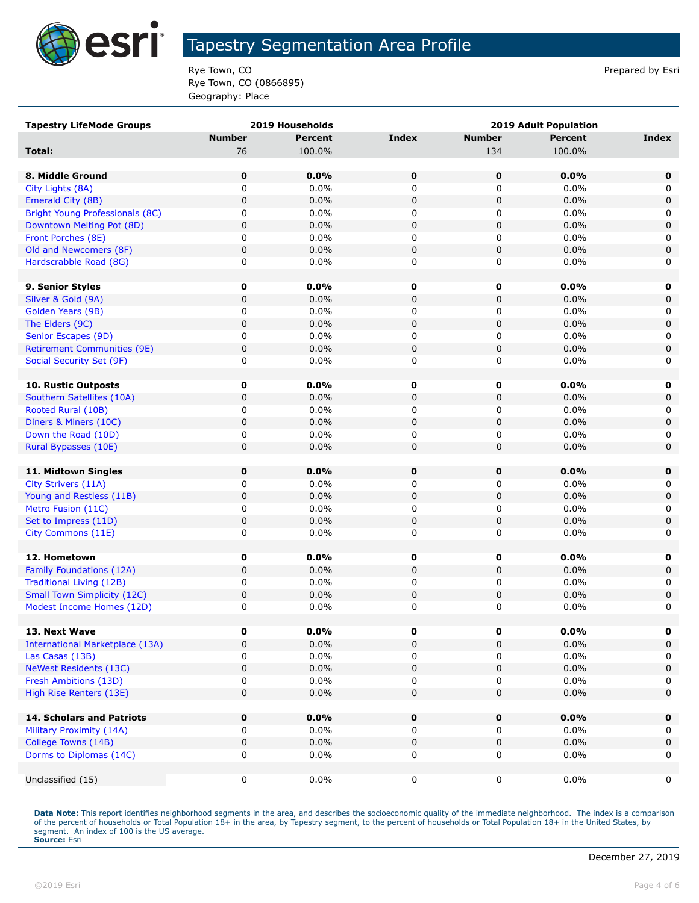# Tapestry Segmentation Area Profile

Rye Town, CO
Rye Town, CO (0866895)
Geography: Place

Prepared by Esri

| Tapestry LifeMode Groups | 2019 Households | | | 2019 Adult Population | | |
|---|---|---|---|---|---|---|
| | Number | Percent | Index | Number | Percent | Index |
| **Total:** | 76 | 100.0% | | 134 | 100.0% | |
| | | | | | | |
| **8. Middle Ground** | **0** | **0.0%** | **0** | **0** | **0.0%** | **0** |
| City Lights (8A) | 0 | 0.0% | 0 | 0 | 0.0% | 0 |
| Emerald City (8B) | 0 | 0.0% | 0 | 0 | 0.0% | 0 |
| Bright Young Professionals (8C) | 0 | 0.0% | 0 | 0 | 0.0% | 0 |
| Downtown Melting Pot (8D) | 0 | 0.0% | 0 | 0 | 0.0% | 0 |
| Front Porches (8E) | 0 | 0.0% | 0 | 0 | 0.0% | 0 |
| Old and Newcomers (8F) | 0 | 0.0% | 0 | 0 | 0.0% | 0 |
| Hardscrabble Road (8G) | 0 | 0.0% | 0 | 0 | 0.0% | 0 |
| | | | | | | |
| **9. Senior Styles** | **0** | **0.0%** | **0** | **0** | **0.0%** | **0** |
| Silver & Gold (9A) | 0 | 0.0% | 0 | 0 | 0.0% | 0 |
| Golden Years (9B) | 0 | 0.0% | 0 | 0 | 0.0% | 0 |
| The Elders (9C) | 0 | 0.0% | 0 | 0 | 0.0% | 0 |
| Senior Escapes (9D) | 0 | 0.0% | 0 | 0 | 0.0% | 0 |
| Retirement Communities (9E) | 0 | 0.0% | 0 | 0 | 0.0% | 0 |
| Social Security Set (9F) | 0 | 0.0% | 0 | 0 | 0.0% | 0 |
| | | | | | | |
| **10. Rustic Outposts** | **0** | **0.0%** | **0** | **0** | **0.0%** | **0** |
| Southern Satellites (10A) | 0 | 0.0% | 0 | 0 | 0.0% | 0 |
| Rooted Rural (10B) | 0 | 0.0% | 0 | 0 | 0.0% | 0 |
| Diners & Miners (10C) | 0 | 0.0% | 0 | 0 | 0.0% | 0 |
| Down the Road (10D) | 0 | 0.0% | 0 | 0 | 0.0% | 0 |
| Rural Bypasses (10E) | 0 | 0.0% | 0 | 0 | 0.0% | 0 |
| | | | | | | |
| **11. Midtown Singles** | **0** | **0.0%** | **0** | **0** | **0.0%** | **0** |
| City Strivers (11A) | 0 | 0.0% | 0 | 0 | 0.0% | 0 |
| Young and Restless (11B) | 0 | 0.0% | 0 | 0 | 0.0% | 0 |
| Metro Fusion (11C) | 0 | 0.0% | 0 | 0 | 0.0% | 0 |
| Set to Impress (11D) | 0 | 0.0% | 0 | 0 | 0.0% | 0 |
| City Commons (11E) | 0 | 0.0% | 0 | 0 | 0.0% | 0 |
| | | | | | | |
| **12. Hometown** | **0** | **0.0%** | **0** | **0** | **0.0%** | **0** |
| Family Foundations (12A) | 0 | 0.0% | 0 | 0 | 0.0% | 0 |
| Traditional Living (12B) | 0 | 0.0% | 0 | 0 | 0.0% | 0 |
| Small Town Simplicity (12C) | 0 | 0.0% | 0 | 0 | 0.0% | 0 |
| Modest Income Homes (12D) | 0 | 0.0% | 0 | 0 | 0.0% | 0 |
| | | | | | | |
| **13. Next Wave** | **0** | **0.0%** | **0** | **0** | **0.0%** | **0** |
| International Marketplace (13A) | 0 | 0.0% | 0 | 0 | 0.0% | 0 |
| Las Casas (13B) | 0 | 0.0% | 0 | 0 | 0.0% | 0 |
| NeWest Residents (13C) | 0 | 0.0% | 0 | 0 | 0.0% | 0 |
| Fresh Ambitions (13D) | 0 | 0.0% | 0 | 0 | 0.0% | 0 |
| High Rise Renters (13E) | 0 | 0.0% | 0 | 0 | 0.0% | 0 |
| | | | | | | |
| **14. Scholars and Patriots** | **0** | **0.0%** | **0** | **0** | **0.0%** | **0** |
| Military Proximity (14A) | 0 | 0.0% | 0 | 0 | 0.0% | 0 |
| College Towns (14B) | 0 | 0.0% | 0 | 0 | 0.0% | 0 |
| Dorms to Diplomas (14C) | 0 | 0.0% | 0 | 0 | 0.0% | 0 |
| | | | | | | |
| Unclassified (15) | 0 | 0.0% | 0 | 0 | 0.0% | 0 |

**Data Note:** This report identifies neighborhood segments in the area, and describes the socioeconomic quality of the immediate neighborhood. The index is a comparison of the percent of households or Total Population 18+ in the area, by Tapestry segment, to the percent of households or Total Population 18+ in the United States, by segment. An index of 100 is the US average.
**Source:** Esri

December 27, 2019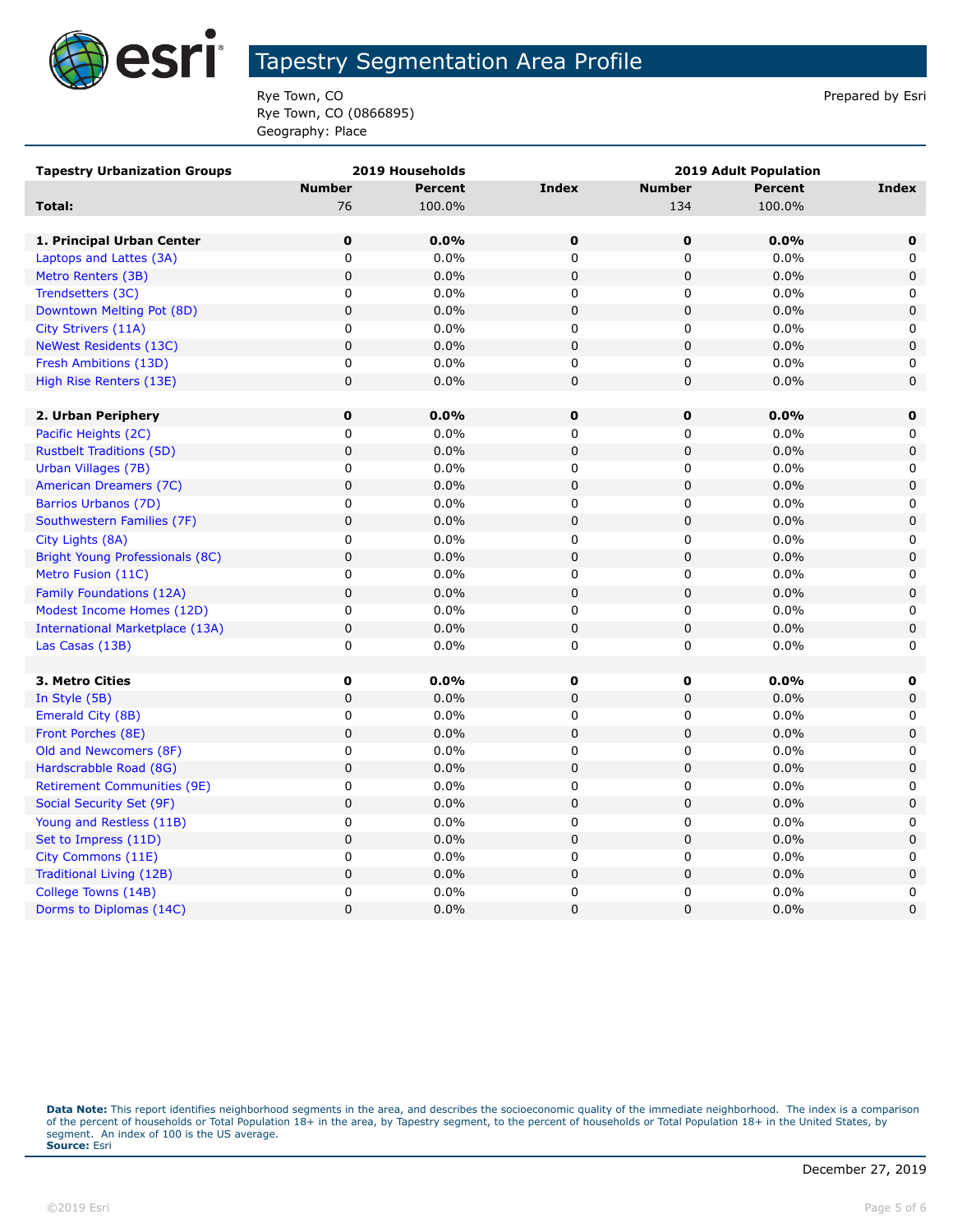# Tapestry Segmentation Area Profile

Rye Town, CO
Rye Town, CO (0866895)
Geography: Place

Prepared by Esri

| Tapestry Urbanization Groups | 2019 Households | | | 2019 Adult Population | | |
|---|---|---|---|---|---|---|
| | Number | Percent | Index | Number | Percent | Index |
| **Total:** | 76 | 100.0% | | 134 | 100.0% | |
| | | | | | | |
| **1. Principal Urban Center** | **0** | **0.0%** | **0** | **0** | **0.0%** | **0** |
| Laptops and Lattes (3A) | 0 | 0.0% | 0 | 0 | 0.0% | 0 |
| Metro Renters (3B) | 0 | 0.0% | 0 | 0 | 0.0% | 0 |
| Trendsetters (3C) | 0 | 0.0% | 0 | 0 | 0.0% | 0 |
| Downtown Melting Pot (8D) | 0 | 0.0% | 0 | 0 | 0.0% | 0 |
| City Strivers (11A) | 0 | 0.0% | 0 | 0 | 0.0% | 0 |
| NeWest Residents (13C) | 0 | 0.0% | 0 | 0 | 0.0% | 0 |
| Fresh Ambitions (13D) | 0 | 0.0% | 0 | 0 | 0.0% | 0 |
| High Rise Renters (13E) | 0 | 0.0% | 0 | 0 | 0.0% | 0 |
| | | | | | | |
| **2. Urban Periphery** | **0** | **0.0%** | **0** | **0** | **0.0%** | **0** |
| Pacific Heights (2C) | 0 | 0.0% | 0 | 0 | 0.0% | 0 |
| Rustbelt Traditions (5D) | 0 | 0.0% | 0 | 0 | 0.0% | 0 |
| Urban Villages (7B) | 0 | 0.0% | 0 | 0 | 0.0% | 0 |
| American Dreamers (7C) | 0 | 0.0% | 0 | 0 | 0.0% | 0 |
| Barrios Urbanos (7D) | 0 | 0.0% | 0 | 0 | 0.0% | 0 |
| Southwestern Families (7F) | 0 | 0.0% | 0 | 0 | 0.0% | 0 |
| City Lights (8A) | 0 | 0.0% | 0 | 0 | 0.0% | 0 |
| Bright Young Professionals (8C) | 0 | 0.0% | 0 | 0 | 0.0% | 0 |
| Metro Fusion (11C) | 0 | 0.0% | 0 | 0 | 0.0% | 0 |
| Family Foundations (12A) | 0 | 0.0% | 0 | 0 | 0.0% | 0 |
| Modest Income Homes (12D) | 0 | 0.0% | 0 | 0 | 0.0% | 0 |
| International Marketplace (13A) | 0 | 0.0% | 0 | 0 | 0.0% | 0 |
| Las Casas (13B) | 0 | 0.0% | 0 | 0 | 0.0% | 0 |
| | | | | | | |
| **3. Metro Cities** | **0** | **0.0%** | **0** | **0** | **0.0%** | **0** |
| In Style (5B) | 0 | 0.0% | 0 | 0 | 0.0% | 0 |
| Emerald City (8B) | 0 | 0.0% | 0 | 0 | 0.0% | 0 |
| Front Porches (8E) | 0 | 0.0% | 0 | 0 | 0.0% | 0 |
| Old and Newcomers (8F) | 0 | 0.0% | 0 | 0 | 0.0% | 0 |
| Hardscrabble Road (8G) | 0 | 0.0% | 0 | 0 | 0.0% | 0 |
| Retirement Communities (9E) | 0 | 0.0% | 0 | 0 | 0.0% | 0 |
| Social Security Set (9F) | 0 | 0.0% | 0 | 0 | 0.0% | 0 |
| Young and Restless (11B) | 0 | 0.0% | 0 | 0 | 0.0% | 0 |
| Set to Impress (11D) | 0 | 0.0% | 0 | 0 | 0.0% | 0 |
| City Commons (11E) | 0 | 0.0% | 0 | 0 | 0.0% | 0 |
| Traditional Living (12B) | 0 | 0.0% | 0 | 0 | 0.0% | 0 |
| College Towns (14B) | 0 | 0.0% | 0 | 0 | 0.0% | 0 |
| Dorms to Diplomas (14C) | 0 | 0.0% | 0 | 0 | 0.0% | 0 |

**Data Note:** This report identifies neighborhood segments in the area, and describes the socioeconomic quality of the immediate neighborhood. The index is a comparison of the percent of households or Total Population 18+ in the area, by Tapestry segment, to the percent of households or Total Population 18+ in the United States, by segment. An index of 100 is the US average.
**Source:** Esri

December 27, 2019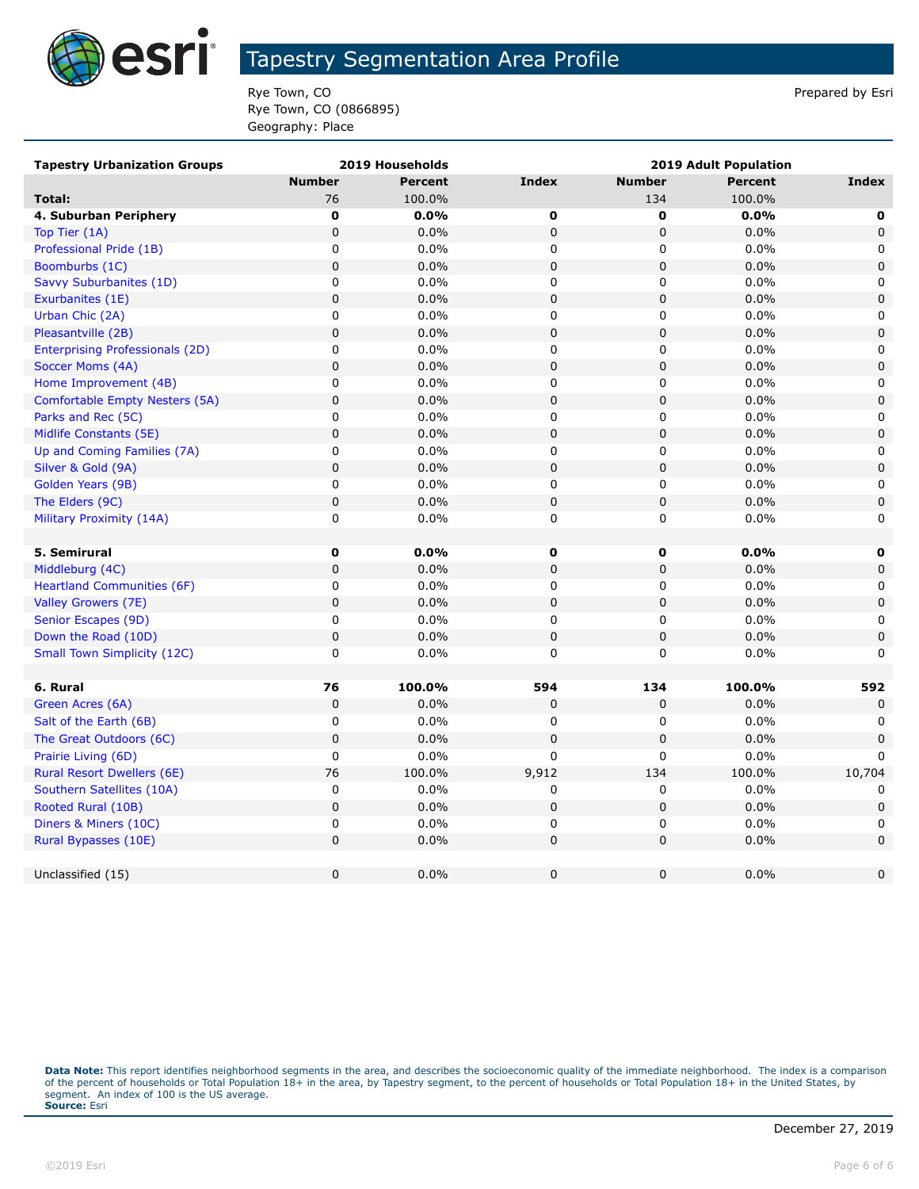# Tapestry Segmentation Area Profile

Rye Town, CO
Rye Town, CO (0866895)
Geography: Place

Prepared by Esri

| Tapestry Urbanization Groups | 2019 Households | | | 2019 Adult Population | | |
|---|---|---|---|---|---|---|
| | Number | Percent | Index | Number | Percent | Index |
| **Total:** | 76 | 100.0% | | 134 | 100.0% | |
| **4. Suburban Periphery** | **0** | **0.0%** | **0** | **0** | **0.0%** | **0** |
| Top Tier (1A) | 0 | 0.0% | 0 | 0 | 0.0% | 0 |
| Professional Pride (1B) | 0 | 0.0% | 0 | 0 | 0.0% | 0 |
| Boomburbs (1C) | 0 | 0.0% | 0 | 0 | 0.0% | 0 |
| Savvy Suburbanites (1D) | 0 | 0.0% | 0 | 0 | 0.0% | 0 |
| Exurbanites (1E) | 0 | 0.0% | 0 | 0 | 0.0% | 0 |
| Urban Chic (2A) | 0 | 0.0% | 0 | 0 | 0.0% | 0 |
| Pleasantville (2B) | 0 | 0.0% | 0 | 0 | 0.0% | 0 |
| Enterprising Professionals (2D) | 0 | 0.0% | 0 | 0 | 0.0% | 0 |
| Soccer Moms (4A) | 0 | 0.0% | 0 | 0 | 0.0% | 0 |
| Home Improvement (4B) | 0 | 0.0% | 0 | 0 | 0.0% | 0 |
| Comfortable Empty Nesters (5A) | 0 | 0.0% | 0 | 0 | 0.0% | 0 |
| Parks and Rec (5C) | 0 | 0.0% | 0 | 0 | 0.0% | 0 |
| Midlife Constants (5E) | 0 | 0.0% | 0 | 0 | 0.0% | 0 |
| Up and Coming Families (7A) | 0 | 0.0% | 0 | 0 | 0.0% | 0 |
| Silver & Gold (9A) | 0 | 0.0% | 0 | 0 | 0.0% | 0 |
| Golden Years (9B) | 0 | 0.0% | 0 | 0 | 0.0% | 0 |
| The Elders (9C) | 0 | 0.0% | 0 | 0 | 0.0% | 0 |
| Military Proximity (14A) | 0 | 0.0% | 0 | 0 | 0.0% | 0 |
| | | | | | | |
| **5. Semirural** | **0** | **0.0%** | **0** | **0** | **0.0%** | **0** |
| Middleburg (4C) | 0 | 0.0% | 0 | 0 | 0.0% | 0 |
| Heartland Communities (6F) | 0 | 0.0% | 0 | 0 | 0.0% | 0 |
| Valley Growers (7E) | 0 | 0.0% | 0 | 0 | 0.0% | 0 |
| Senior Escapes (9D) | 0 | 0.0% | 0 | 0 | 0.0% | 0 |
| Down the Road (10D) | 0 | 0.0% | 0 | 0 | 0.0% | 0 |
| Small Town Simplicity (12C) | 0 | 0.0% | 0 | 0 | 0.0% | 0 |
| | | | | | | |
| **6. Rural** | **76** | **100.0%** | **594** | **134** | **100.0%** | **592** |
| Green Acres (6A) | 0 | 0.0% | 0 | 0 | 0.0% | 0 |
| Salt of the Earth (6B) | 0 | 0.0% | 0 | 0 | 0.0% | 0 |
| The Great Outdoors (6C) | 0 | 0.0% | 0 | 0 | 0.0% | 0 |
| Prairie Living (6D) | 0 | 0.0% | 0 | 0 | 0.0% | 0 |
| Rural Resort Dwellers (6E) | 76 | 100.0% | 9,912 | 134 | 100.0% | 10,704 |
| Southern Satellites (10A) | 0 | 0.0% | 0 | 0 | 0.0% | 0 |
| Rooted Rural (10B) | 0 | 0.0% | 0 | 0 | 0.0% | 0 |
| Diners & Miners (10C) | 0 | 0.0% | 0 | 0 | 0.0% | 0 |
| Rural Bypasses (10E) | 0 | 0.0% | 0 | 0 | 0.0% | 0 |
| | | | | | | |
| Unclassified (15) | 0 | 0.0% | 0 | 0 | 0.0% | 0 |

**Data Note:** This report identifies neighborhood segments in the area, and describes the socioeconomic quality of the immediate neighborhood. The index is a comparison of the percent of households or Total Population 18+ in the area, by Tapestry segment, to the percent of households or Total Population 18+ in the United States, by segment. An index of 100 is the US average.
**Source:** Esri

December 27, 2019

©2019 Esri